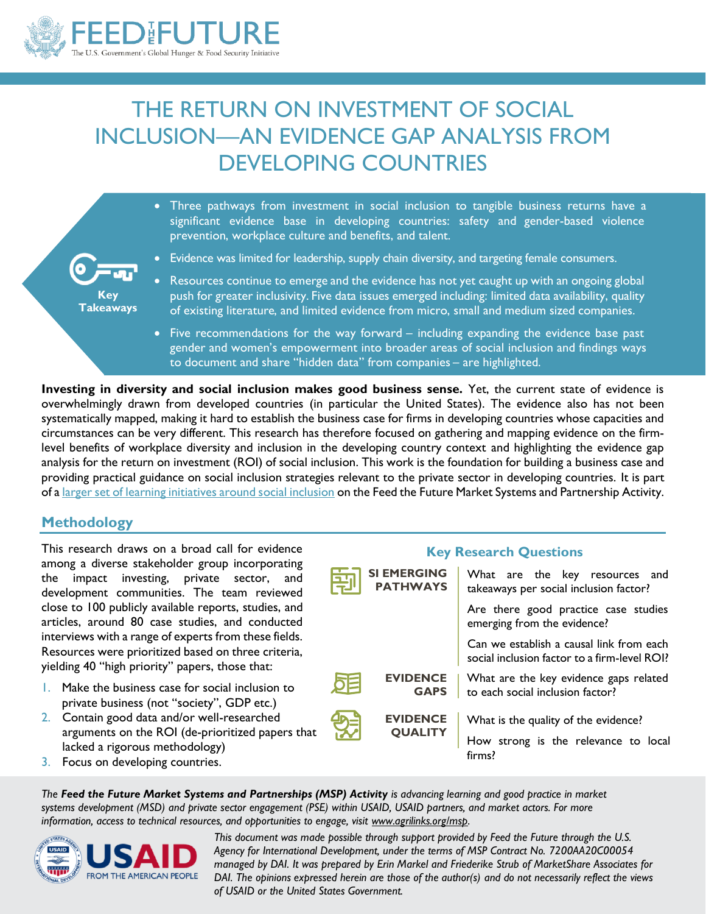FEED THE FUTURE

The U.S. Government's Global Hunger & Food Security Initiative

# THE RETURN ON INVESTMENT OF SOCIAL INCLUSION—AN EVIDENCE GAP ANALYSIS FROM DEVELOPING COUNTRIES

**Key Takeaways**

- Three pathways from investment in social inclusion to tangible business returns have a significant evidence base in developing countries: safety and gender-based violence prevention, workplace culture and benefits, and talent.
- Evidence was limited for leadership, supply chain diversity, and targeting female consumers.
- Resources continue to emerge and the evidence has not yet caught up with an ongoing global push for greater inclusivity. Five data issues emerged including: limited data availability, quality of existing literature, and limited evidence from micro, small and medium sized companies.
- Five recommendations for the way forward – including expanding the evidence base past gender and women's empowerment into broader areas of social inclusion and findings ways to document and share "hidden data" from companies – are highlighted.

**Investing in diversity and social inclusion makes good business sense.** Yet, the current state of evidence is overwhelmingly drawn from developed countries (in particular the United States). The evidence also has not been systematically mapped, making it hard to establish the business case for firms in developing countries whose capacities and circumstances can be very different. This research has therefore focused on gathering and mapping evidence on the firm-level benefits of workplace diversity and inclusion in the developing country context and highlighting the evidence gap analysis for the return on investment (ROI) of social inclusion. This work is the foundation for building a business case and providing practical guidance on social inclusion strategies relevant to the private sector in developing countries. It is part of a larger set of learning initiatives around social inclusion on the Feed the Future Market Systems and Partnership Activity.

## Methodology

This research draws on a broad call for evidence among a diverse stakeholder group incorporating the impact investing, private sector, and development communities. The team reviewed close to 100 publicly available reports, studies, and articles, around 80 case studies, and conducted interviews with a range of experts from these fields. Resources were prioritized based on three criteria, yielding 40 "high priority" papers, those that:

1. Make the business case for social inclusion to private business (not "society", GDP etc.)
2. Contain good data and/or well-researched arguments on the ROI (de-prioritized papers that lacked a rigorous methodology)
3. Focus on developing countries.

### Key Research Questions

| | |
|---|---|
| **SI EMERGING PATHWAYS** | What are the key resources and takeaways per social inclusion factor? |
| | Are there good practice case studies emerging from the evidence? |
| | Can we establish a causal link from each social inclusion factor to a firm-level ROI? |
| **EVIDENCE GAPS** | What are the key evidence gaps related to each social inclusion factor? |
| **EVIDENCE QUALITY** | What is the quality of the evidence? |
| | How strong is the relevance to local firms? |

*The* ***Feed the Future Market Systems and Partnerships (MSP) Activity*** *is advancing learning and good practice in market systems development (MSD) and private sector engagement (PSE) within USAID, USAID partners, and market actors. For more information, access to technical resources, and opportunities to engage, visit www.agrilinks.org/msp.*

USAID FROM THE AMERICAN PEOPLE

*This document was made possible through support provided by Feed the Future through the U.S. Agency for International Development, under the terms of MSP Contract No. 7200AA20C00054 managed by DAI. It was prepared by Erin Markel and Friederike Strub of MarketShare Associates for DAI. The opinions expressed herein are those of the author(s) and do not necessarily reflect the views of USAID or the United States Government.*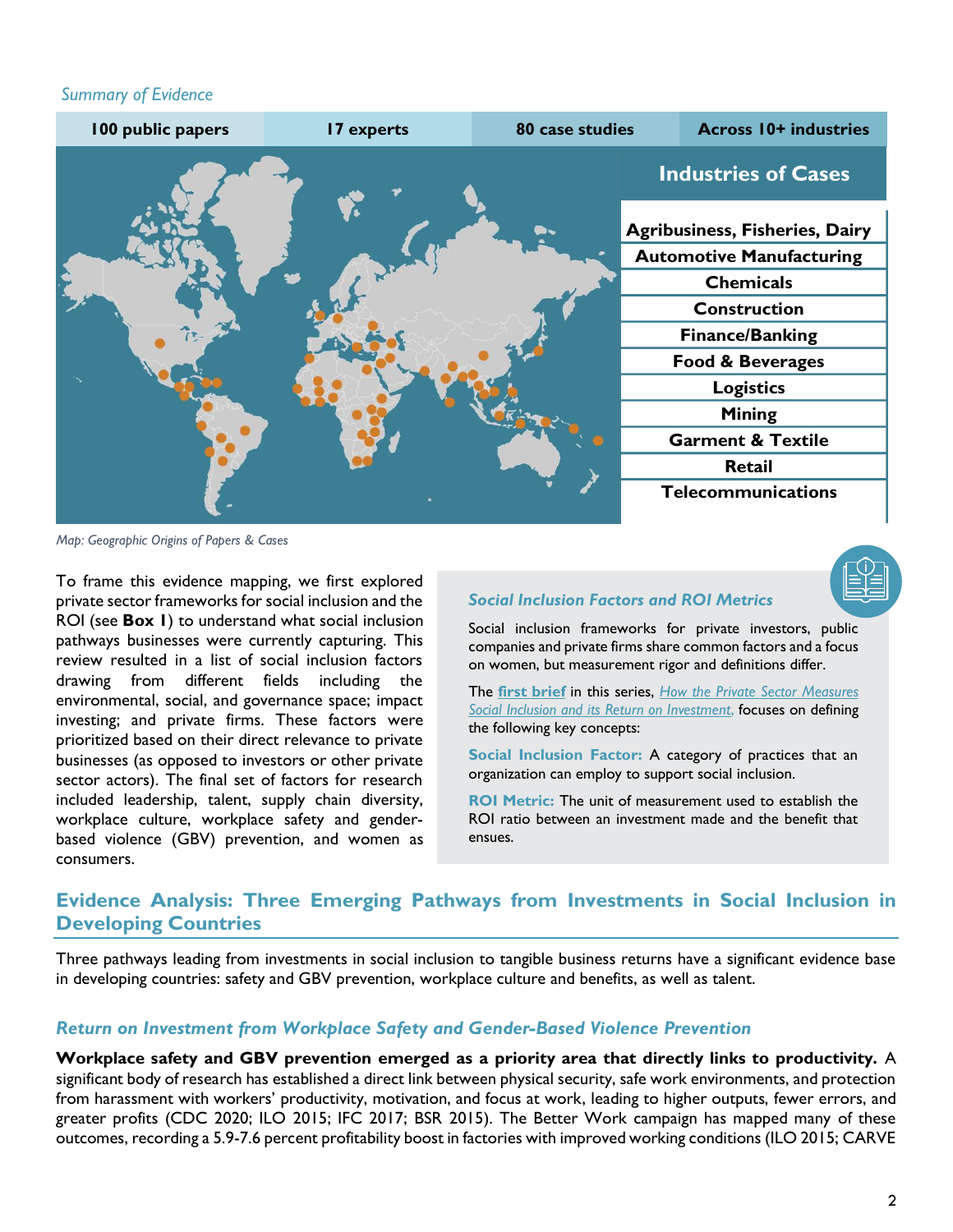*Summary of Evidence*

| 100 public papers | 17 experts | 80 case studies | Across 10+ industries |
|---|---|---|---|

**Industries of Cases**

| Industries of Cases |
|---|
| Agribusiness, Fisheries, Dairy |
| Automotive Manufacturing |
| Chemicals |
| Construction |
| Finance/Banking |
| Food & Beverages |
| Logistics |
| Mining |
| Garment & Textile |
| Retail |
| Telecommunications |

*Map: Geographic Origins of Papers & Cases*

To frame this evidence mapping, we first explored private sector frameworks for social inclusion and the ROI (see **Box 1**) to understand what social inclusion pathways businesses were currently capturing. This review resulted in a list of social inclusion factors drawing from different fields including the environmental, social, and governance space; impact investing; and private firms. These factors were prioritized based on their direct relevance to private businesses (as opposed to investors or other private sector actors). The final set of factors for research included leadership, talent, supply chain diversity, workplace culture, workplace safety and gender-based violence (GBV) prevention, and women as consumers.

> ***Social Inclusion Factors and ROI Metrics***
>
> Social inclusion frameworks for private investors, public companies and private firms share common factors and a focus on women, but measurement rigor and definitions differ.
>
> The **first brief** in this series, *How the Private Sector Measures Social Inclusion and its Return on Investment,* focuses on defining the following key concepts:
>
> **Social Inclusion Factor:** A category of practices that an organization can employ to support social inclusion.
>
> **ROI Metric:** The unit of measurement used to establish the ROI ratio between an investment made and the benefit that ensues.

## Evidence Analysis: Three Emerging Pathways from Investments in Social Inclusion in Developing Countries

Three pathways leading from investments in social inclusion to tangible business returns have a significant evidence base in developing countries: safety and GBV prevention, workplace culture and benefits, as well as talent.

### *Return on Investment from Workplace Safety and Gender-Based Violence Prevention*

**Workplace safety and GBV prevention emerged as a priority area that directly links to productivity.** A significant body of research has established a direct link between physical security, safe work environments, and protection from harassment with workers' productivity, motivation, and focus at work, leading to higher outputs, fewer errors, and greater profits (CDC 2020; ILO 2015; IFC 2017; BSR 2015). The Better Work campaign has mapped many of these outcomes, recording a 5.9-7.6 percent profitability boost in factories with improved working conditions (ILO 2015; CARVE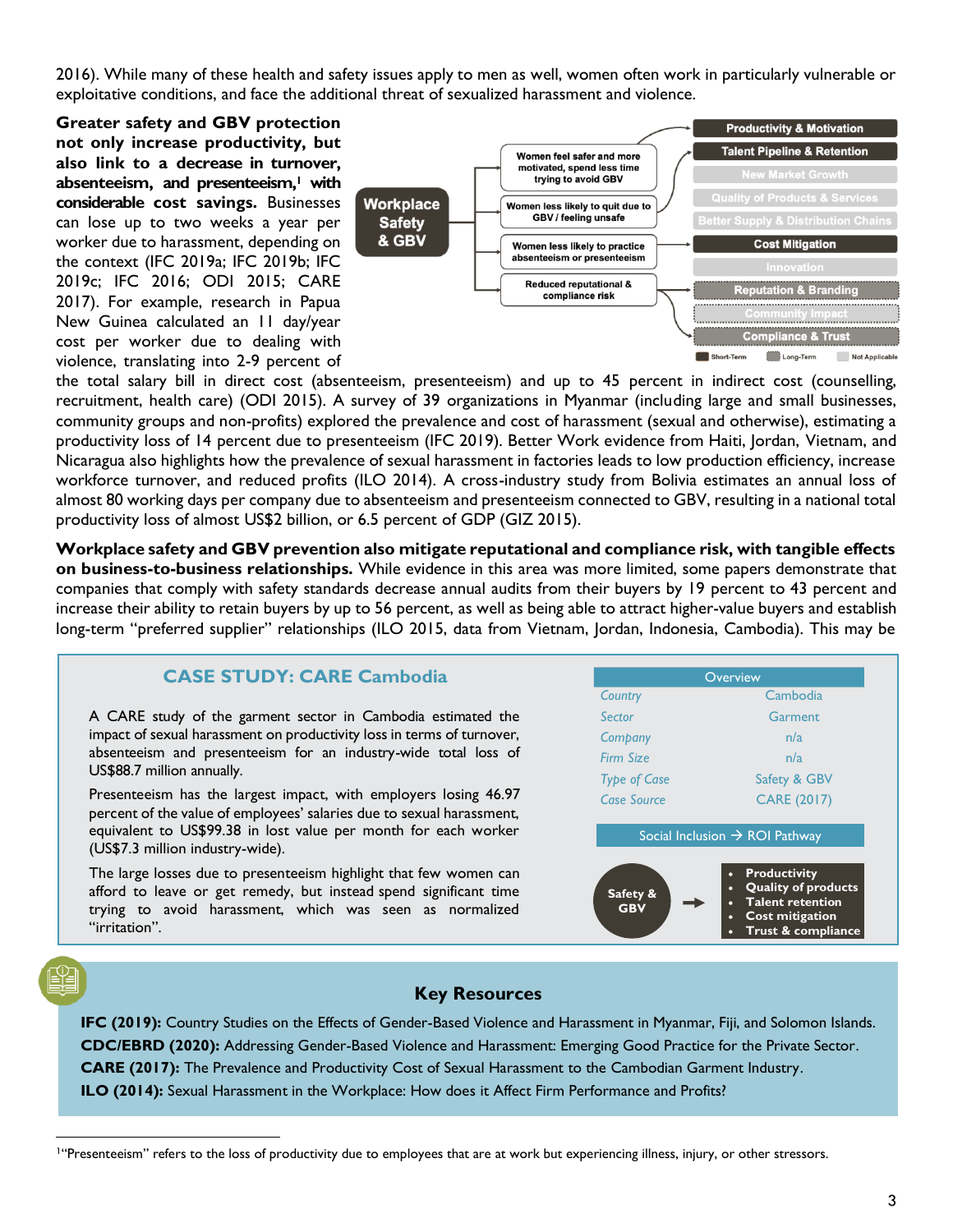2016). While many of these health and safety issues apply to men as well, women often work in particularly vulnerable or exploitative conditions, and face the additional threat of sexualized harassment and violence.

**Greater safety and GBV protection not only increase productivity, but also link to a decrease in turnover, absenteeism, and presenteeism,[1] with considerable cost savings.** Businesses can lose up to two weeks a year per worker due to harassment, depending on the context (IFC 2019a; IFC 2019b; IFC 2019c; IFC 2016; ODI 2015; CARE 2017). For example, research in Papua New Guinea calculated an 11 day/year cost per worker due to dealing with violence, translating into 2-9 percent of the total salary bill in direct cost (absenteeism, presenteeism) and up to 45 percent in indirect cost (counselling, recruitment, health care) (ODI 2015). A survey of 39 organizations in Myanmar (including large and small businesses, community groups and non-profits) explored the prevalence and cost of harassment (sexual and otherwise), estimating a productivity loss of 14 percent due to presenteeism (IFC 2019). Better Work evidence from Haiti, Jordan, Vietnam, and Nicaragua also highlights how the prevalence of sexual harassment in factories leads to low production efficiency, increase workforce turnover, and reduced profits (ILO 2014). A cross-industry study from Bolivia estimates an annual loss of almost 80 working days per company due to absenteeism and presenteeism connected to GBV, resulting in a national total productivity loss of almost US$2 billion, or 6.5 percent of GDP (GIZ 2015).

**Workplace Safety & GBV**

- Women feel safer and more motivated, spend less time trying to avoid GBV → Productivity & Motivation
- Women less likely to quit due to GBV / feeling unsafe → Talent Pipeline & Retention
- Women less likely to practice absenteeism or presenteeism → Cost Mitigation
- Reduced reputational & compliance risk → Reputation & Branding; Compliance & Trust

Other outcomes: New Market Growth; Quality of Products & Services; Better Supply & Distribution Chains; Innovation; Community Impact

Short-Term | Long-Term | Not Applicable

**Workplace safety and GBV prevention also mitigate reputational and compliance risk, with tangible effects on business-to-business relationships.** While evidence in this area was more limited, some papers demonstrate that companies that comply with safety standards decrease annual audits from their buyers by 19 percent to 43 percent and increase their ability to retain buyers by up to 56 percent, as well as being able to attract higher-value buyers and establish long-term "preferred supplier" relationships (ILO 2015, data from Vietnam, Jordan, Indonesia, Cambodia). This may be

## CASE STUDY: CARE Cambodia

A CARE study of the garment sector in Cambodia estimated the impact of sexual harassment on productivity loss in terms of turnover, absenteeism and presenteeism for an industry-wide total loss of US$88.7 million annually.

Presenteeism has the largest impact, with employers losing 46.97 percent of the value of employees' salaries due to sexual harassment, equivalent to US$99.38 in lost value per month for each worker (US$7.3 million industry-wide).

The large losses due to presenteeism highlight that few women can afford to leave or get remedy, but instead spend significant time trying to avoid harassment, which was seen as normalized "irritation".

| Overview | |
|---|---|
| *Country* | Cambodia |
| *Sector* | Garment |
| *Company* | n/a |
| *Firm Size* | n/a |
| *Type of Case* | Safety & GBV |
| *Case Source* | CARE (2017) |

**Social Inclusion → ROI Pathway**

Safety & GBV →
- Productivity
- Quality of products
- Talent retention
- Cost mitigation
- Trust & compliance

## Key Resources

**IFC (2019):** Country Studies on the Effects of Gender-Based Violence and Harassment in Myanmar, Fiji, and Solomon Islands.
**CDC/EBRD (2020):** Addressing Gender-Based Violence and Harassment: Emerging Good Practice for the Private Sector.
**CARE (2017):** The Prevalence and Productivity Cost of Sexual Harassment to the Cambodian Garment Industry.
**ILO (2014):** Sexual Harassment in the Workplace: How does it Affect Firm Performance and Profits?

[1] "Presenteeism" refers to the loss of productivity due to employees that are at work but experiencing illness, injury, or other stressors.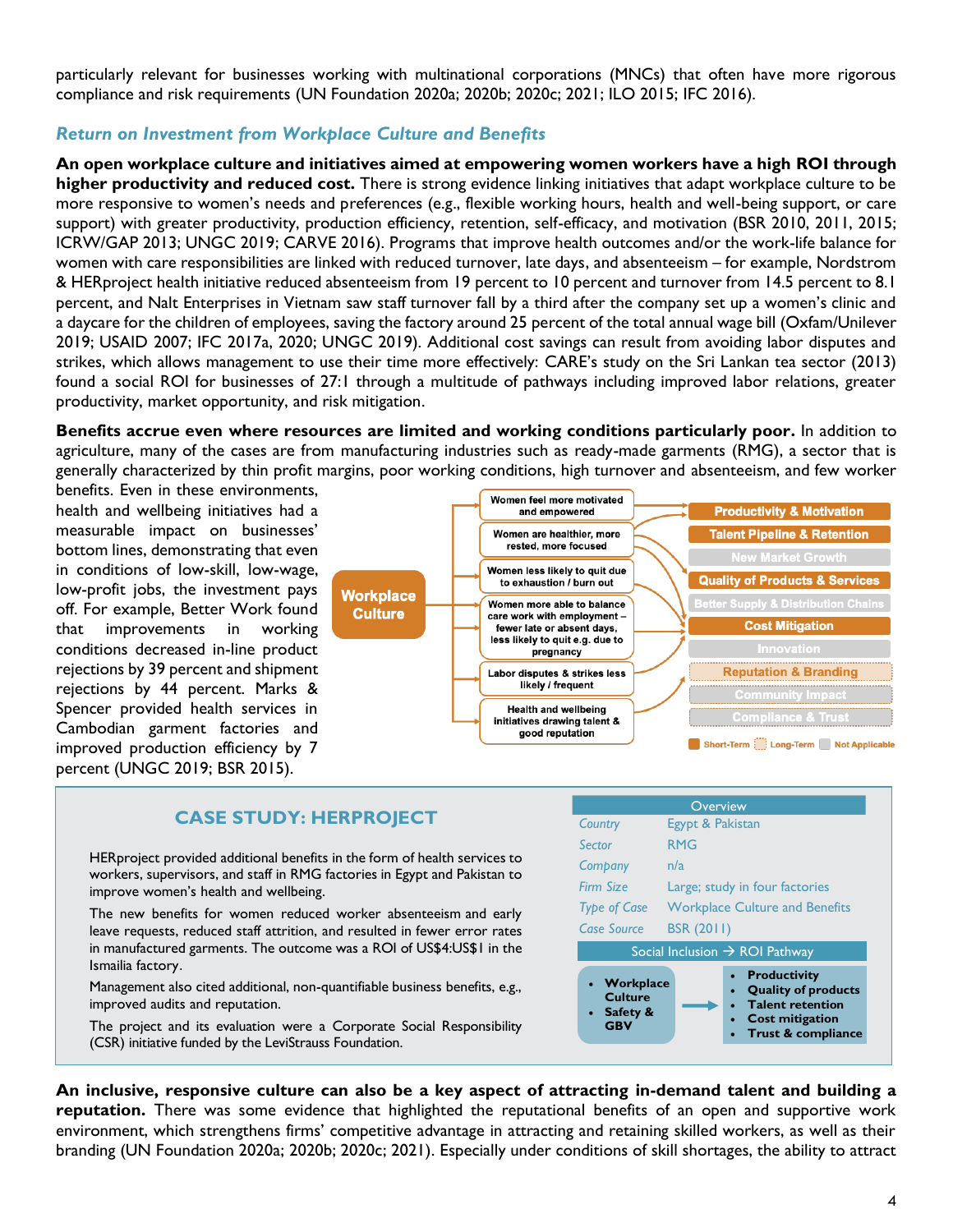particularly relevant for businesses working with multinational corporations (MNCs) that often have more rigorous compliance and risk requirements (UN Foundation 2020a; 2020b; 2020c; 2021; ILO 2015; IFC 2016).

### *Return on Investment from Workplace Culture and Benefits*

**An open workplace culture and initiatives aimed at empowering women workers have a high ROI through higher productivity and reduced cost.** There is strong evidence linking initiatives that adapt workplace culture to be more responsive to women's needs and preferences (e.g., flexible working hours, health and well-being support, or care support) with greater productivity, production efficiency, retention, self-efficacy, and motivation (BSR 2010, 2011, 2015; ICRW/GAP 2013; UNGC 2019; CARVE 2016). Programs that improve health outcomes and/or the work-life balance for women with care responsibilities are linked with reduced turnover, late days, and absenteeism – for example, Nordstrom & HERproject health initiative reduced absenteeism from 19 percent to 10 percent and turnover from 14.5 percent to 8.1 percent, and Nalt Enterprises in Vietnam saw staff turnover fall by a third after the company set up a women's clinic and a daycare for the children of employees, saving the factory around 25 percent of the total annual wage bill (Oxfam/Unilever 2019; USAID 2007; IFC 2017a, 2020; UNGC 2019). Additional cost savings can result from avoiding labor disputes and strikes, which allows management to use their time more effectively: CARE's study on the Sri Lankan tea sector (2013) found a social ROI for businesses of 27:1 through a multitude of pathways including improved labor relations, greater productivity, market opportunity, and risk mitigation.

**Benefits accrue even where resources are limited and working conditions particularly poor.** In addition to agriculture, many of the cases are from manufacturing industries such as ready-made garments (RMG), a sector that is generally characterized by thin profit margins, poor working conditions, high turnover and absenteeism, and few worker benefits. Even in these environments, health and wellbeing initiatives had a measurable impact on businesses' bottom lines, demonstrating that even in conditions of low-skill, low-wage, low-profit jobs, the investment pays off. For example, Better Work found that improvements in working conditions decreased in-line product rejections by 39 percent and shipment rejections by 44 percent. Marks & Spencer provided health services in Cambodian garment factories and improved production efficiency by 7 percent (UNGC 2019; BSR 2015).

**Workplace Culture**

- Women feel more motivated and empowered
- Women are healthier, more rested, more focused
- Women less likely to quit due to exhaustion / burn out
- Women more able to balance care work with employment – fewer late or absent days, less likely to quit e.g. due to pregnancy
- Labor disputes & strikes less likely / frequent
- Health and wellbeing initiatives drawing talent & good reputation

Outcomes: Productivity & Motivation; Talent Pipeline & Retention; New Market Growth; Quality of Products & Services; Better Supply & Distribution Chains; Cost Mitigation; Innovation; Reputation & Branding; Community Impact; Compliance & Trust

Legend: Short-Term; Long-Term; Not Applicable

## CASE STUDY: HERPROJECT

HERproject provided additional benefits in the form of health services to workers, supervisors, and staff in RMG factories in Egypt and Pakistan to improve women's health and wellbeing.

The new benefits for women reduced worker absenteeism and early leave requests, reduced staff attrition, and resulted in fewer error rates in manufactured garments. The outcome was a ROI of US$4:US$1 in the Ismailia factory.

Management also cited additional, non-quantifiable business benefits, e.g., improved audits and reputation.

The project and its evaluation were a Corporate Social Responsibility (CSR) initiative funded by the LeviStrauss Foundation.

| Overview | |
|---|---|
| *Country* | Egypt & Pakistan |
| *Sector* | RMG |
| *Company* | n/a |
| *Firm Size* | Large; study in four factories |
| *Type of Case* | Workplace Culture and Benefits |
| *Case Source* | BSR (2011) |

**Social Inclusion → ROI Pathway**

- **Workplace Culture**
- **Safety & GBV**

→

- **Productivity**
- **Quality of products**
- **Talent retention**
- **Cost mitigation**
- **Trust & compliance**

**An inclusive, responsive culture can also be a key aspect of attracting in-demand talent and building a reputation.** There was some evidence that highlighted the reputational benefits of an open and supportive work environment, which strengthens firms' competitive advantage in attracting and retaining skilled workers, as well as their branding (UN Foundation 2020a; 2020b; 2020c; 2021). Especially under conditions of skill shortages, the ability to attract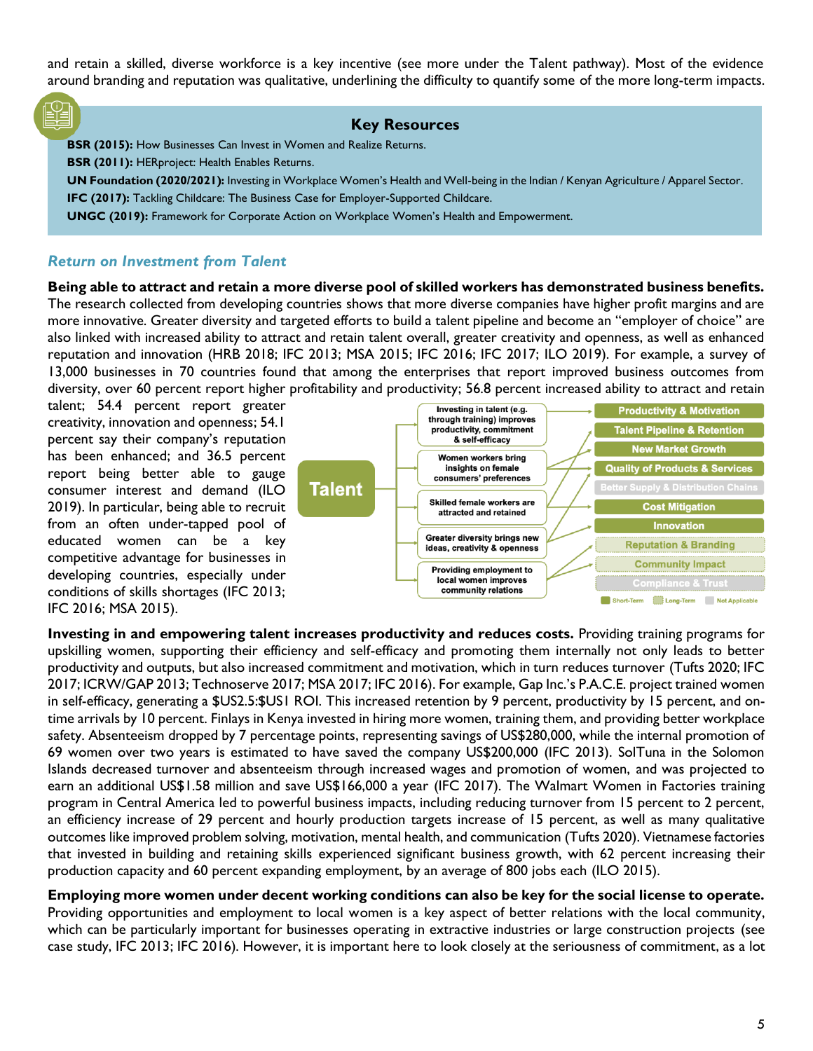and retain a skilled, diverse workforce is a key incentive (see more under the Talent pathway). Most of the evidence around branding and reputation was qualitative, underlining the difficulty to quantify some of the more long-term impacts.

### Key Resources

**BSR (2015):** How Businesses Can Invest in Women and Realize Returns.
**BSR (2011):** HERproject: Health Enables Returns.
**UN Foundation (2020/2021):** Investing in Workplace Women's Health and Well-being in the Indian / Kenyan Agriculture / Apparel Sector.
**IFC (2017):** Tackling Childcare: The Business Case for Employer-Supported Childcare.
**UNGC (2019):** Framework for Corporate Action on Workplace Women's Health and Empowerment.

## *Return on Investment from Talent*

**Being able to attract and retain a more diverse pool of skilled workers has demonstrated business benefits.** The research collected from developing countries shows that more diverse companies have higher profit margins and are more innovative. Greater diversity and targeted efforts to build a talent pipeline and become an "employer of choice" are also linked with increased ability to attract and retain talent overall, greater creativity and openness, as well as enhanced reputation and innovation (HRB 2018; IFC 2013; MSA 2015; IFC 2016; IFC 2017; ILO 2019). For example, a survey of 13,000 businesses in 70 countries found that among the enterprises that report improved business outcomes from diversity, over 60 percent report higher profitability and productivity; 56.8 percent increased ability to attract and retain talent; 54.4 percent report greater creativity, innovation and openness; 54.1 percent say their company's reputation has been enhanced; and 36.5 percent report being better able to gauge consumer interest and demand (ILO 2019). In particular, being able to recruit from an often under-tapped pool of educated women can be a key competitive advantage for businesses in developing countries, especially under conditions of skills shortages (IFC 2013; IFC 2016; MSA 2015).

Talent

- Investing in talent (e.g. through training) improves productivity, commitment & self-efficacy
- Women workers bring insights on female consumers' preferences
- Skilled female workers are attracted and retained
- Greater diversity brings new ideas, creativity & openness
- Providing employment to local women improves community relations

Productivity & Motivation
Talent Pipeline & Retention
New Market Growth
Quality of Products & Services
Better Supply & Distribution Chains
Cost Mitigation
Innovation
Reputation & Branding
Community Impact
Compliance & Trust

Short-Term | Long-Term | Not Applicable

**Investing in and empowering talent increases productivity and reduces costs.** Providing training programs for upskilling women, supporting their efficiency and self-efficacy and promoting them internally not only leads to better productivity and outputs, but also increased commitment and motivation, which in turn reduces turnover (Tufts 2020; IFC 2017; ICRW/GAP 2013; Technoserve 2017; MSA 2017; IFC 2016). For example, Gap Inc.'s P.A.C.E. project trained women in self-efficacy, generating a $US2.5:$US1 ROI. This increased retention by 9 percent, productivity by 15 percent, and on-time arrivals by 10 percent. Finlays in Kenya invested in hiring more women, training them, and providing better workplace safety. Absenteeism dropped by 7 percentage points, representing savings of US$280,000, while the internal promotion of 69 women over two years is estimated to have saved the company US$200,000 (IFC 2013). SolTuna in the Solomon Islands decreased turnover and absenteeism through increased wages and promotion of women, and was projected to earn an additional US$1.58 million and save US$166,000 a year (IFC 2017). The Walmart Women in Factories training program in Central America led to powerful business impacts, including reducing turnover from 15 percent to 2 percent, an efficiency increase of 29 percent and hourly production targets increase of 15 percent, as well as many qualitative outcomes like improved problem solving, motivation, mental health, and communication (Tufts 2020). Vietnamese factories that invested in building and retaining skills experienced significant business growth, with 62 percent increasing their production capacity and 60 percent expanding employment, by an average of 800 jobs each (ILO 2015).

**Employing more women under decent working conditions can also be key for the social license to operate.** Providing opportunities and employment to local women is a key aspect of better relations with the local community, which can be particularly important for businesses operating in extractive industries or large construction projects (see case study, IFC 2013; IFC 2016). However, it is important here to look closely at the seriousness of commitment, as a lot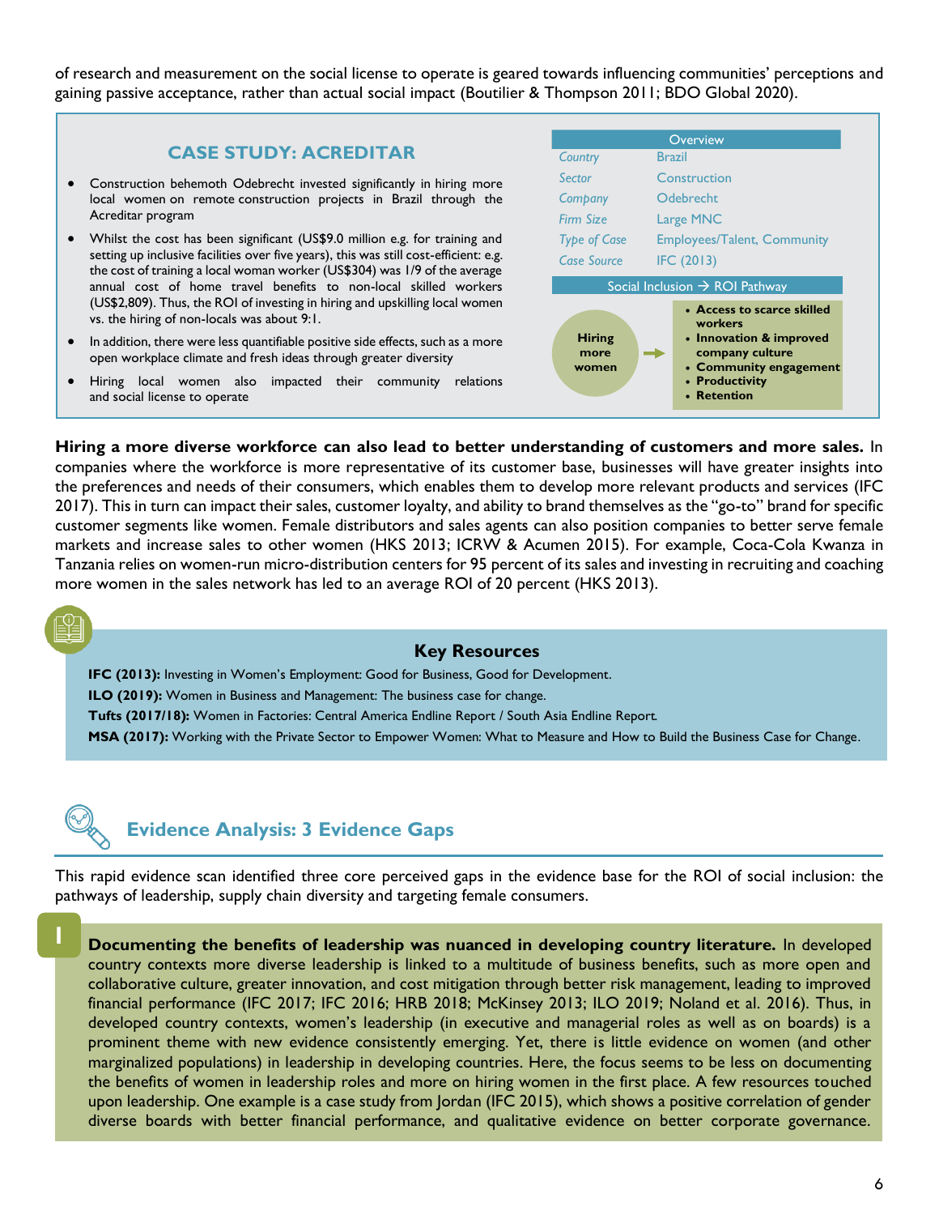of research and measurement on the social license to operate is geared towards influencing communities' perceptions and gaining passive acceptance, rather than actual social impact (Boutilier & Thompson 2011; BDO Global 2020).

### CASE STUDY: ACREDITAR

- Construction behemoth Odebrecht invested significantly in hiring more local women on remote construction projects in Brazil through the Acreditar program
- Whilst the cost has been significant (US$9.0 million e.g. for training and setting up inclusive facilities over five years), this was still cost-efficient: e.g. the cost of training a local woman worker (US$304) was 1/9 of the average annual cost of home travel benefits to non-local skilled workers (US$2,809). Thus, the ROI of investing in hiring and upskilling local women vs. the hiring of non-locals was about 9:1.
- In addition, there were less quantifiable positive side effects, such as a more open workplace climate and fresh ideas through greater diversity
- Hiring local women also impacted their community relations and social license to operate

| Overview | |
|---|---|
| *Country* | Brazil |
| *Sector* | Construction |
| *Company* | Odebrecht |
| *Firm Size* | Large MNC |
| *Type of Case* | Employees/Talent, Community |
| *Case Source* | IFC (2013) |

**Social Inclusion → ROI Pathway**

**Hiring more women** →
- **Access to scarce skilled workers**
- **Innovation & improved company culture**
- **Community engagement**
- **Productivity**
- **Retention**

**Hiring a more diverse workforce can also lead to better understanding of customers and more sales.** In companies where the workforce is more representative of its customer base, businesses will have greater insights into the preferences and needs of their consumers, which enables them to develop more relevant products and services (IFC 2017). This in turn can impact their sales, customer loyalty, and ability to brand themselves as the "go-to" brand for specific customer segments like women. Female distributors and sales agents can also position companies to better serve female markets and increase sales to other women (HKS 2013; ICRW & Acumen 2015). For example, Coca-Cola Kwanza in Tanzania relies on women-run micro-distribution centers for 95 percent of its sales and investing in recruiting and coaching more women in the sales network has led to an average ROI of 20 percent (HKS 2013).

### Key Resources

**IFC (2013):** Investing in Women's Employment: Good for Business, Good for Development.
**ILO (2019):** Women in Business and Management: The business case for change.
**Tufts (2017/18):** Women in Factories: Central America Endline Report / South Asia Endline Report.
**MSA (2017):** Working with the Private Sector to Empower Women: What to Measure and How to Build the Business Case for Change.

## Evidence Analysis: 3 Evidence Gaps

This rapid evidence scan identified three core perceived gaps in the evidence base for the ROI of social inclusion: the pathways of leadership, supply chain diversity and targeting female consumers.

**1**

**Documenting the benefits of leadership was nuanced in developing country literature.** In developed country contexts more diverse leadership is linked to a multitude of business benefits, such as more open and collaborative culture, greater innovation, and cost mitigation through better risk management, leading to improved financial performance (IFC 2017; IFC 2016; HRB 2018; McKinsey 2013; ILO 2019; Noland et al. 2016). Thus, in developed country contexts, women's leadership (in executive and managerial roles as well as on boards) is a prominent theme with new evidence consistently emerging. Yet, there is little evidence on women (and other marginalized populations) in leadership in developing countries. Here, the focus seems to be less on documenting the benefits of women in leadership roles and more on hiring women in the first place. A few resources touched upon leadership. One example is a case study from Jordan (IFC 2015), which shows a positive correlation of gender diverse boards with better financial performance, and qualitative evidence on better corporate governance.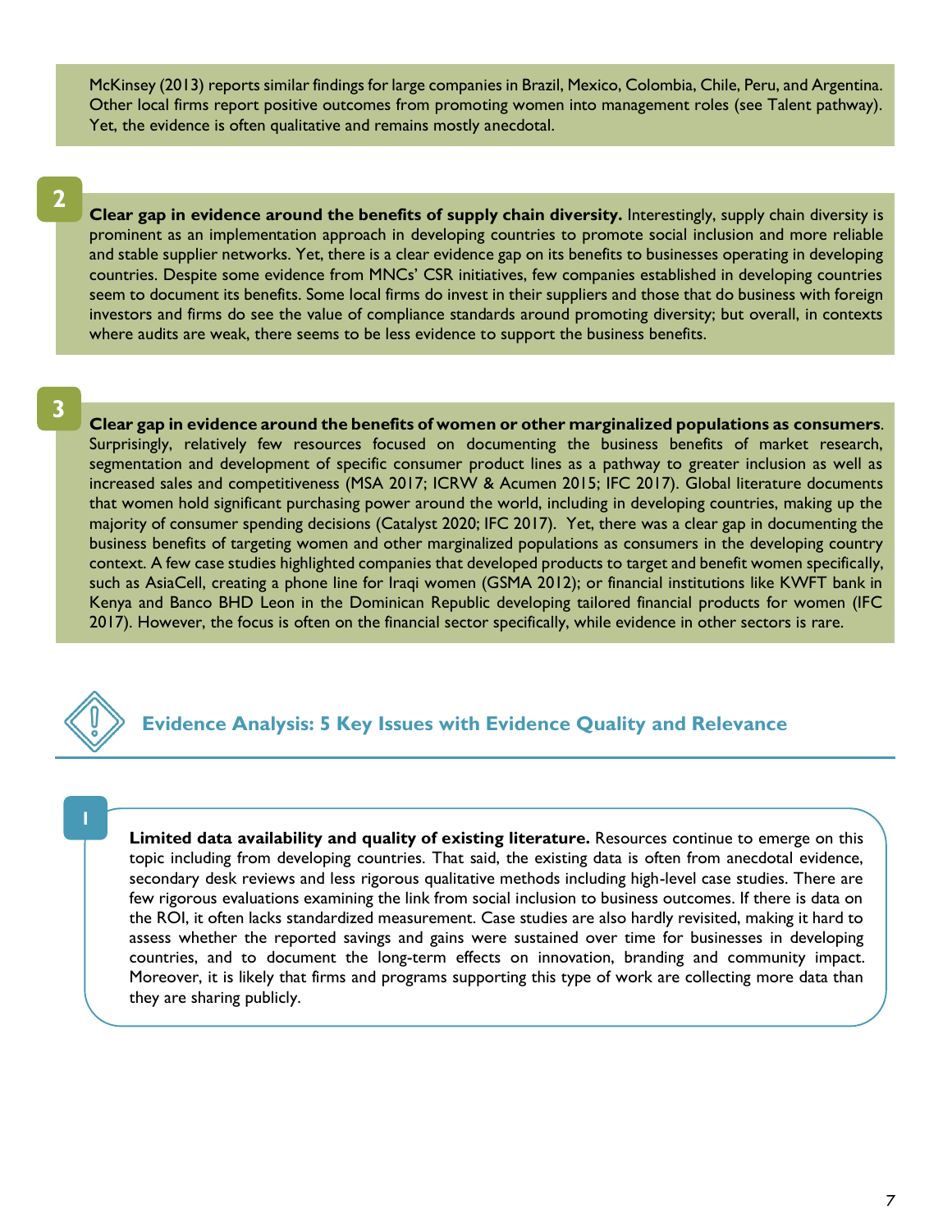McKinsey (2013) reports similar findings for large companies in Brazil, Mexico, Colombia, Chile, Peru, and Argentina. Other local firms report positive outcomes from promoting women into management roles (see Talent pathway). Yet, the evidence is often qualitative and remains mostly anecdotal.

**2**

**Clear gap in evidence around the benefits of supply chain diversity.** Interestingly, supply chain diversity is prominent as an implementation approach in developing countries to promote social inclusion and more reliable and stable supplier networks. Yet, there is a clear evidence gap on its benefits to businesses operating in developing countries. Despite some evidence from MNCs' CSR initiatives, few companies established in developing countries seem to document its benefits. Some local firms do invest in their suppliers and those that do business with foreign investors and firms do see the value of compliance standards around promoting diversity; but overall, in contexts where audits are weak, there seems to be less evidence to support the business benefits.

**3**

**Clear gap in evidence around the benefits of women or other marginalized populations as consumers**. Surprisingly, relatively few resources focused on documenting the business benefits of market research, segmentation and development of specific consumer product lines as a pathway to greater inclusion as well as increased sales and competitiveness (MSA 2017; ICRW & Acumen 2015; IFC 2017). Global literature documents that women hold significant purchasing power around the world, including in developing countries, making up the majority of consumer spending decisions (Catalyst 2020; IFC 2017). Yet, there was a clear gap in documenting the business benefits of targeting women and other marginalized populations as consumers in the developing country context. A few case studies highlighted companies that developed products to target and benefit women specifically, such as AsiaCell, creating a phone line for Iraqi women (GSMA 2012); or financial institutions like KWFT bank in Kenya and Banco BHD Leon in the Dominican Republic developing tailored financial products for women (IFC 2017). However, the focus is often on the financial sector specifically, while evidence in other sectors is rare.

## Evidence Analysis: 5 Key Issues with Evidence Quality and Relevance

**1**

**Limited data availability and quality of existing literature.** Resources continue to emerge on this topic including from developing countries. That said, the existing data is often from anecdotal evidence, secondary desk reviews and less rigorous qualitative methods including high-level case studies. There are few rigorous evaluations examining the link from social inclusion to business outcomes. If there is data on the ROI, it often lacks standardized measurement. Case studies are also hardly revisited, making it hard to assess whether the reported savings and gains were sustained over time for businesses in developing countries, and to document the long-term effects on innovation, branding and community impact. Moreover, it is likely that firms and programs supporting this type of work are collecting more data than they are sharing publicly.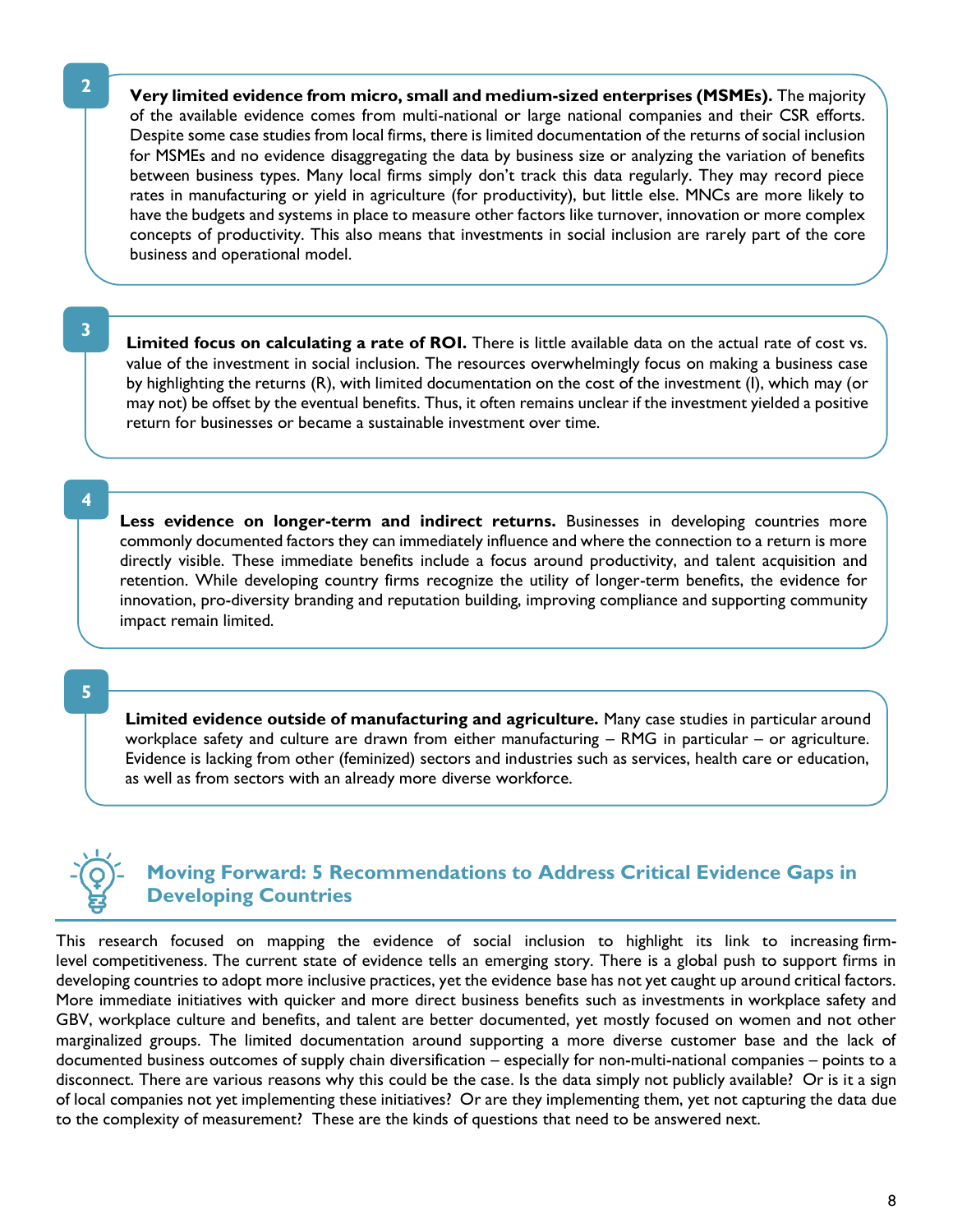**2** **Very limited evidence from micro, small and medium-sized enterprises (MSMEs).** The majority of the available evidence comes from multi-national or large national companies and their CSR efforts. Despite some case studies from local firms, there is limited documentation of the returns of social inclusion for MSMEs and no evidence disaggregating the data by business size or analyzing the variation of benefits between business types. Many local firms simply don't track this data regularly. They may record piece rates in manufacturing or yield in agriculture (for productivity), but little else. MNCs are more likely to have the budgets and systems in place to measure other factors like turnover, innovation or more complex concepts of productivity. This also means that investments in social inclusion are rarely part of the core business and operational model.

**3** **Limited focus on calculating a rate of ROI.** There is little available data on the actual rate of cost vs. value of the investment in social inclusion. The resources overwhelmingly focus on making a business case by highlighting the returns (R), with limited documentation on the cost of the investment (I), which may (or may not) be offset by the eventual benefits. Thus, it often remains unclear if the investment yielded a positive return for businesses or became a sustainable investment over time.

**4** **Less evidence on longer-term and indirect returns.** Businesses in developing countries more commonly documented factors they can immediately influence and where the connection to a return is more directly visible. These immediate benefits include a focus around productivity, and talent acquisition and retention. While developing country firms recognize the utility of longer-term benefits, the evidence for innovation, pro-diversity branding and reputation building, improving compliance and supporting community impact remain limited.

**5** **Limited evidence outside of manufacturing and agriculture.** Many case studies in particular around workplace safety and culture are drawn from either manufacturing – RMG in particular – or agriculture. Evidence is lacking from other (feminized) sectors and industries such as services, health care or education, as well as from sectors with an already more diverse workforce.

## Moving Forward: 5 Recommendations to Address Critical Evidence Gaps in Developing Countries

This research focused on mapping the evidence of social inclusion to highlight its link to increasing firm-level competitiveness. The current state of evidence tells an emerging story. There is a global push to support firms in developing countries to adopt more inclusive practices, yet the evidence base has not yet caught up around critical factors. More immediate initiatives with quicker and more direct business benefits such as investments in workplace safety and GBV, workplace culture and benefits, and talent are better documented, yet mostly focused on women and not other marginalized groups. The limited documentation around supporting a more diverse customer base and the lack of documented business outcomes of supply chain diversification – especially for non-multi-national companies – points to a disconnect. There are various reasons why this could be the case. Is the data simply not publicly available? Or is it a sign of local companies not yet implementing these initiatives? Or are they implementing them, yet not capturing the data due to the complexity of measurement? These are the kinds of questions that need to be answered next.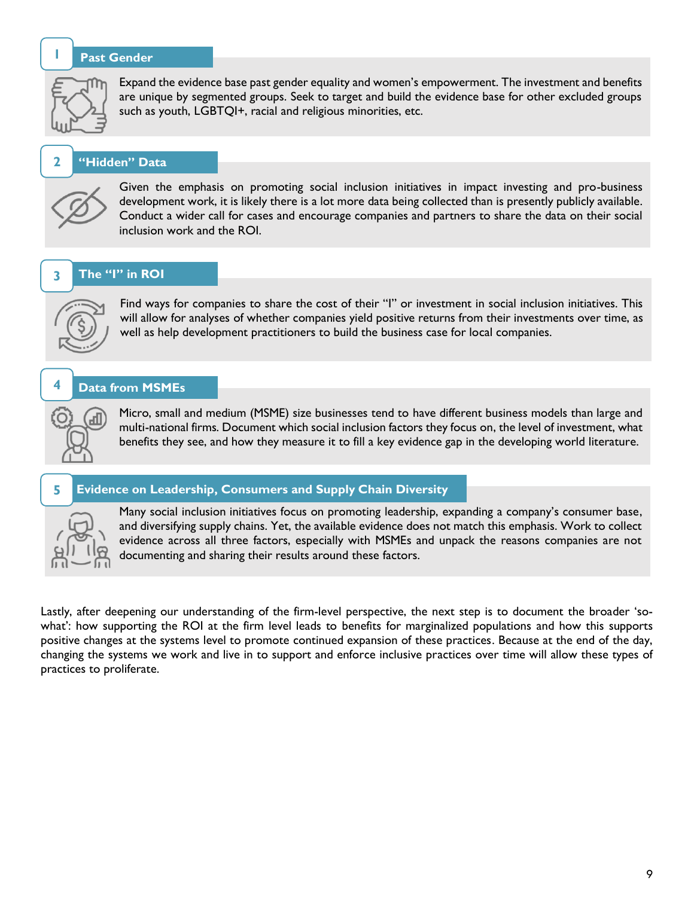### 1 Past Gender

Expand the evidence base past gender equality and women's empowerment. The investment and benefits are unique by segmented groups. Seek to target and build the evidence base for other excluded groups such as youth, LGBTQI+, racial and religious minorities, etc.

### 2 "Hidden" Data

Given the emphasis on promoting social inclusion initiatives in impact investing and pro-business development work, it is likely there is a lot more data being collected than is presently publicly available. Conduct a wider call for cases and encourage companies and partners to share the data on their social inclusion work and the ROI.

### 3 The "I" in ROI

Find ways for companies to share the cost of their "I" or investment in social inclusion initiatives. This will allow for analyses of whether companies yield positive returns from their investments over time, as well as help development practitioners to build the business case for local companies.

### 4 Data from MSMEs

Micro, small and medium (MSME) size businesses tend to have different business models than large and multi-national firms. Document which social inclusion factors they focus on, the level of investment, what benefits they see, and how they measure it to fill a key evidence gap in the developing world literature.

### 5 Evidence on Leadership, Consumers and Supply Chain Diversity

Many social inclusion initiatives focus on promoting leadership, expanding a company's consumer base, and diversifying supply chains. Yet, the available evidence does not match this emphasis. Work to collect evidence across all three factors, especially with MSMEs and unpack the reasons companies are not documenting and sharing their results around these factors.

Lastly, after deepening our understanding of the firm-level perspective, the next step is to document the broader 'so-what': how supporting the ROI at the firm level leads to benefits for marginalized populations and how this supports positive changes at the systems level to promote continued expansion of these practices. Because at the end of the day, changing the systems we work and live in to support and enforce inclusive practices over time will allow these types of practices to proliferate.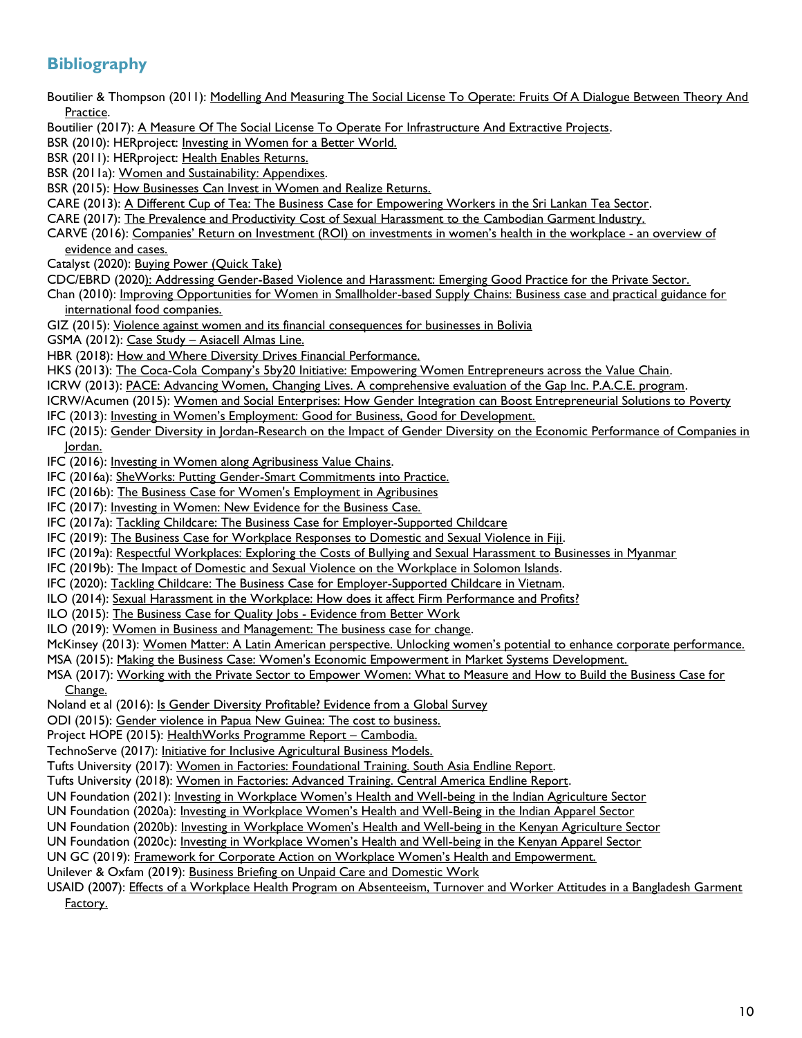## Bibliography

Boutilier & Thompson (2011): Modelling And Measuring The Social License To Operate: Fruits Of A Dialogue Between Theory And Practice.

Boutilier (2017): A Measure Of The Social License To Operate For Infrastructure And Extractive Projects.

BSR (2010): HERproject: Investing in Women for a Better World.

BSR (2011): HERproject: Health Enables Returns.

BSR (2011a): Women and Sustainability: Appendixes.

BSR (2015): How Businesses Can Invest in Women and Realize Returns.

CARE (2013): A Different Cup of Tea: The Business Case for Empowering Workers in the Sri Lankan Tea Sector.

CARE (2017): The Prevalence and Productivity Cost of Sexual Harassment to the Cambodian Garment Industry.

CARVE (2016): Companies' Return on Investment (ROI) on investments in women's health in the workplace - an overview of evidence and cases.

Catalyst (2020): Buying Power (Quick Take)

CDC/EBRD (2020): Addressing Gender-Based Violence and Harassment: Emerging Good Practice for the Private Sector.

Chan (2010): Improving Opportunities for Women in Smallholder-based Supply Chains: Business case and practical guidance for international food companies.

GIZ (2015): Violence against women and its financial consequences for businesses in Bolivia

GSMA (2012): Case Study – Asiacell Almas Line.

HBR (2018): How and Where Diversity Drives Financial Performance.

HKS (2013): The Coca-Cola Company's 5by20 Initiative: Empowering Women Entrepreneurs across the Value Chain.

ICRW (2013): PACE: Advancing Women, Changing Lives. A comprehensive evaluation of the Gap Inc. P.A.C.E. program.

ICRW/Acumen (2015): Women and Social Enterprises: How Gender Integration can Boost Entrepreneurial Solutions to Poverty

IFC (2013): Investing in Women's Employment: Good for Business, Good for Development.

IFC (2015): Gender Diversity in Jordan-Research on the Impact of Gender Diversity on the Economic Performance of Companies in Jordan.

IFC (2016): Investing in Women along Agribusiness Value Chains.

IFC (2016a): SheWorks: Putting Gender-Smart Commitments into Practice.

IFC (2016b): The Business Case for Women's Employment in Agribusines

IFC (2017): Investing in Women: New Evidence for the Business Case.

IFC (2017a): Tackling Childcare: The Business Case for Employer-Supported Childcare

IFC (2019): The Business Case for Workplace Responses to Domestic and Sexual Violence in Fiji.

IFC (2019a): Respectful Workplaces: Exploring the Costs of Bullying and Sexual Harassment to Businesses in Myanmar

IFC (2019b): The Impact of Domestic and Sexual Violence on the Workplace in Solomon Islands.

IFC (2020): Tackling Childcare: The Business Case for Employer-Supported Childcare in Vietnam.

ILO (2014): Sexual Harassment in the Workplace: How does it affect Firm Performance and Profits?

ILO (2015): The Business Case for Quality Jobs - Evidence from Better Work

ILO (2019): Women in Business and Management: The business case for change.

McKinsey (2013): Women Matter: A Latin American perspective. Unlocking women's potential to enhance corporate performance.

MSA (2015): Making the Business Case: Women's Economic Empowerment in Market Systems Development.

MSA (2017): Working with the Private Sector to Empower Women: What to Measure and How to Build the Business Case for Change.

Noland et al (2016): Is Gender Diversity Profitable? Evidence from a Global Survey

ODI (2015): Gender violence in Papua New Guinea: The cost to business.

Project HOPE (2015): HealthWorks Programme Report – Cambodia.

TechnoServe (2017): Initiative for Inclusive Agricultural Business Models.

Tufts University (2017): Women in Factories: Foundational Training. South Asia Endline Report.

Tufts University (2018): Women in Factories: Advanced Training. Central America Endline Report.

UN Foundation (2021): Investing in Workplace Women's Health and Well-being in the Indian Agriculture Sector

UN Foundation (2020a): Investing in Workplace Women's Health and Well-Being in the Indian Apparel Sector

UN Foundation (2020b): Investing in Workplace Women's Health and Well-being in the Kenyan Agriculture Sector

UN Foundation (2020c): Investing in Workplace Women's Health and Well-being in the Kenyan Apparel Sector

UN GC (2019): Framework for Corporate Action on Workplace Women's Health and Empowerment.

Unilever & Oxfam (2019): Business Briefing on Unpaid Care and Domestic Work

USAID (2007): Effects of a Workplace Health Program on Absenteeism, Turnover and Worker Attitudes in a Bangladesh Garment Factory.